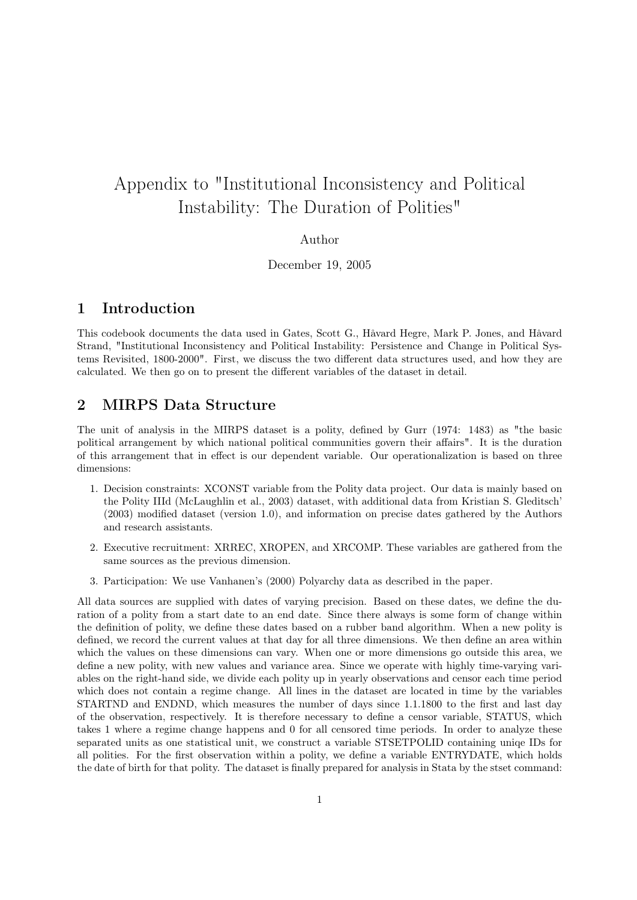# Appendix to "Institutional Inconsistency and Political Instability: The Duration of Polities"

Author

December 19, 2005

## 1 Introduction

This codebook documents the data used in Gates, Scott G., Håvard Hegre, Mark P. Jones, and Håvard Strand, "Institutional Inconsistency and Political Instability: Persistence and Change in Political Systems Revisited, 1800-2000". First, we discuss the two different data structures used, and how they are calculated. We then go on to present the different variables of the dataset in detail.

## 2 MIRPS Data Structure

The unit of analysis in the MIRPS dataset is a polity, defined by Gurr (1974: 1483) as "the basic political arrangement by which national political communities govern their affairs". It is the duration of this arrangement that in effect is our dependent variable. Our operationalization is based on three dimensions:

1. Decision constraints: XCONST variable from the Polity data project. Our data is mainly based on the Polity IIId (McLaughlin et al., 2003) dataset, with additional data from Kristian S. Gleditsch' (2003) modified dataset (version 1.0), and information on precise dates gathered by the Authors and research assistants.
2. Executive recruitment: XRREC, XROPEN, and XRCOMP. These variables are gathered from the same sources as the previous dimension.
3. Participation: We use Vanhanen's (2000) Polyarchy data as described in the paper.

All data sources are supplied with dates of varying precision. Based on these dates, we define the duration of a polity from a start date to an end date. Since there always is some form of change within the definition of polity, we define these dates based on a rubber band algorithm. When a new polity is defined, we record the current values at that day for all three dimensions. We then define an area within which the values on these dimensions can vary. When one or more dimensions go outside this area, we define a new polity, with new values and variance area. Since we operate with highly time-varying variables on the right-hand side, we divide each polity up in yearly observations and censor each time period which does not contain a regime change. All lines in the dataset are located in time by the variables STARTND and ENDND, which measures the number of days since 1.1.1800 to the first and last day of the observation, respectively. It is therefore necessary to define a censor variable, STATUS, which takes 1 where a regime change happens and 0 for all censored time periods. In order to analyze these separated units as one statistical unit, we construct a variable STSETPOLID containing uniqe IDs for all polities. For the first observation within a polity, we define a variable ENTRYDATE, which holds the date of birth for that polity. The dataset is finally prepared for analysis in Stata by the stset command: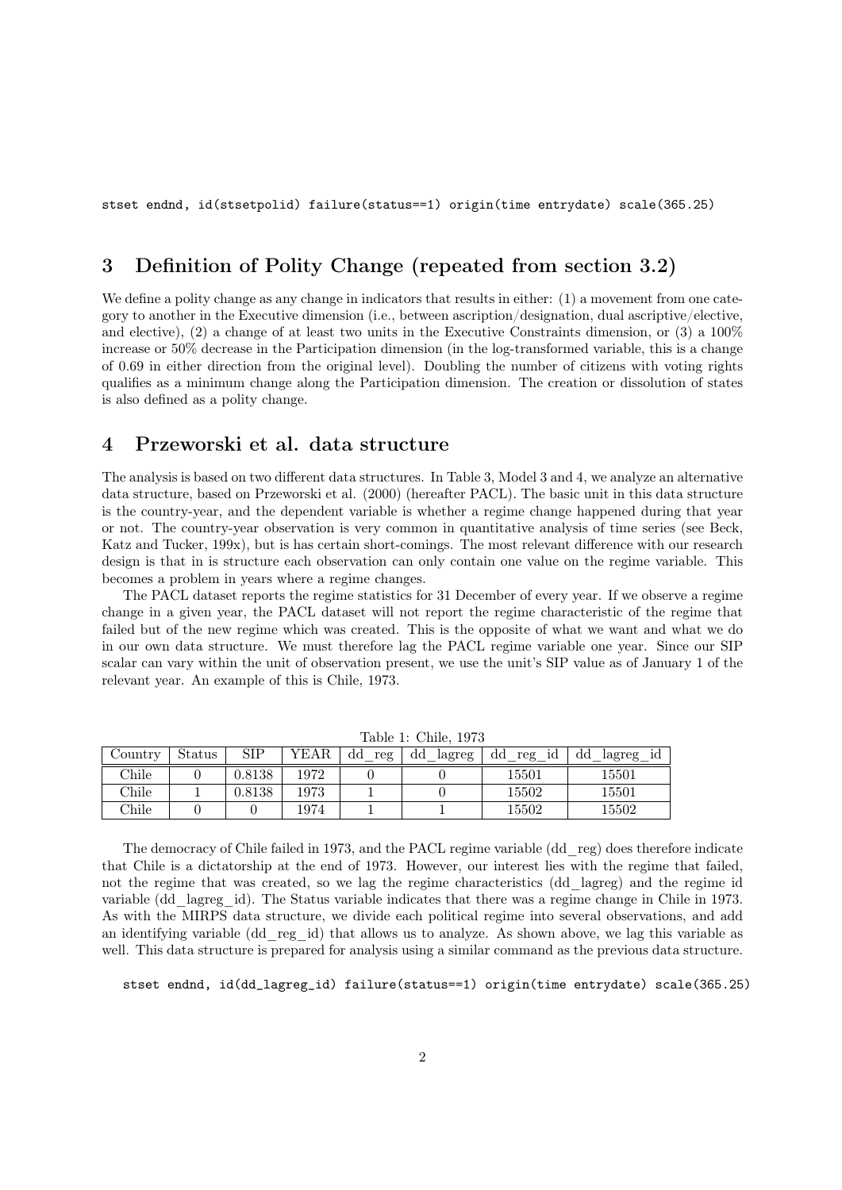```
stset endnd, id(stsetpolid) failure(status==1) origin(time entrydate) scale(365.25)
```

## 3 Definition of Polity Change (repeated from section 3.2)

We define a polity change as any change in indicators that results in either: (1) a movement from one category to another in the Executive dimension (i.e., between ascription/designation, dual ascriptive/elective, and elective), (2) a change of at least two units in the Executive Constraints dimension, or (3) a 100% increase or 50% decrease in the Participation dimension (in the log-transformed variable, this is a change of 0.69 in either direction from the original level). Doubling the number of citizens with voting rights qualifies as a minimum change along the Participation dimension. The creation or dissolution of states is also defined as a polity change.

## 4 Przeworski et al. data structure

The analysis is based on two different data structures. In Table 3, Model 3 and 4, we analyze an alternative data structure, based on Przeworski et al. (2000) (hereafter PACL). The basic unit in this data structure is the country-year, and the dependent variable is whether a regime change happened during that year or not. The country-year observation is very common in quantitative analysis of time series (see Beck, Katz and Tucker, 199x), but is has certain short-comings. The most relevant difference with our research design is that in is structure each observation can only contain one value on the regime variable. This becomes a problem in years where a regime changes.

The PACL dataset reports the regime statistics for 31 December of every year. If we observe a regime change in a given year, the PACL dataset will not report the regime characteristic of the regime that failed but of the new regime which was created. This is the opposite of what we want and what we do in our own data structure. We must therefore lag the PACL regime variable one year. Since our SIP scalar can vary within the unit of observation present, we use the unit's SIP value as of January 1 of the relevant year. An example of this is Chile, 1973.

Table 1: Chile, 1973

| Country | Status | SIP | YEAR | dd_reg | dd_lagreg | dd_reg_id | dd_lagreg_id |
|---|---|---|---|---|---|---|---|
| Chile | 0 | 0.8138 | 1972 | 0 | 0 | 15501 | 15501 |
| Chile | 1 | 0.8138 | 1973 | 1 | 0 | 15502 | 15501 |
| Chile | 0 | 0 | 1974 | 1 | 1 | 15502 | 15502 |

The democracy of Chile failed in 1973, and the PACL regime variable (dd_reg) does therefore indicate that Chile is a dictatorship at the end of 1973. However, our interest lies with the regime that failed, not the regime that was created, so we lag the regime characteristics (dd_lagreg) and the regime id variable (dd_lagreg_id). The Status variable indicates that there was a regime change in Chile in 1973. As with the MIRPS data structure, we divide each political regime into several observations, and add an identifying variable (dd_reg_id) that allows us to analyze. As shown above, we lag this variable as well. This data structure is prepared for analysis using a similar command as the previous data structure.

```
stset endnd, id(dd_lagreg_id) failure(status==1) origin(time entrydate) scale(365.25)
```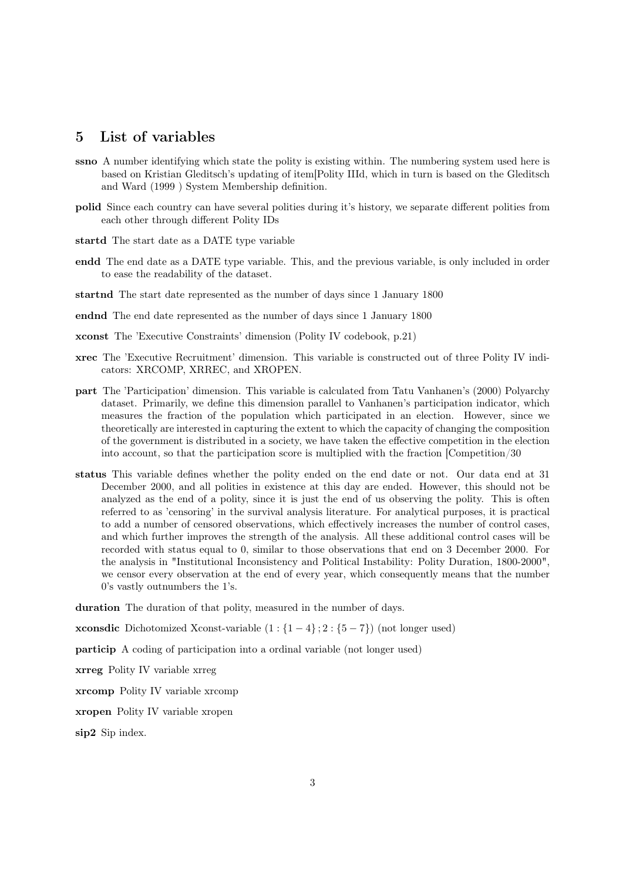## 5 List of variables

**ssno** A number identifying which state the polity is existing within. The numbering system used here is based on Kristian Gleditsch's updating of item[Polity IIId, which in turn is based on the Gleditsch and Ward (1999 ) System Membership definition.

**polid** Since each country can have several polities during it's history, we separate different polities from each other through different Polity IDs

**startd** The start date as a DATE type variable

**endd** The end date as a DATE type variable. This, and the previous variable, is only included in order to ease the readability of the dataset.

**startnd** The start date represented as the number of days since 1 January 1800

**endnd** The end date represented as the number of days since 1 January 1800

**xconst** The 'Executive Constraints' dimension (Polity IV codebook, p.21)

**xrec** The 'Executive Recruitment' dimension. This variable is constructed out of three Polity IV indicators: XRCOMP, XRREC, and XROPEN.

**part** The 'Participation' dimension. This variable is calculated from Tatu Vanhanen's (2000) Polyarchy dataset. Primarily, we define this dimension parallel to Vanhanen's participation indicator, which measures the fraction of the population which participated in an election. However, since we theoretically are interested in capturing the extent to which the capacity of changing the composition of the government is distributed in a society, we have taken the effective competition in the election into account, so that the participation score is multiplied with the fraction [Competition/30

**status** This variable defines whether the polity ended on the end date or not. Our data end at 31 December 2000, and all polities in existence at this day are ended. However, this should not be analyzed as the end of a polity, since it is just the end of us observing the polity. This is often referred to as 'censoring' in the survival analysis literature. For analytical purposes, it is practical to add a number of censored observations, which effectively increases the number of control cases, and which further improves the strength of the analysis. All these additional control cases will be recorded with status equal to 0, similar to those observations that end on 3 December 2000. For the analysis in "Institutional Inconsistency and Political Instability: Polity Duration, 1800-2000", we censor every observation at the end of every year, which consequently means that the number 0's vastly outnumbers the 1's.

**duration** The duration of that polity, measured in the number of days.

**xconsdic** Dichotomized Xconst-variable $(1 : \{1-4\} ; 2 : \{5-7\})$ (not longer used)

**particip** A coding of participation into a ordinal variable (not longer used)

**xrreg** Polity IV variable xrreg

**xrcomp** Polity IV variable xrcomp

**xropen** Polity IV variable xropen

**sip2** Sip index.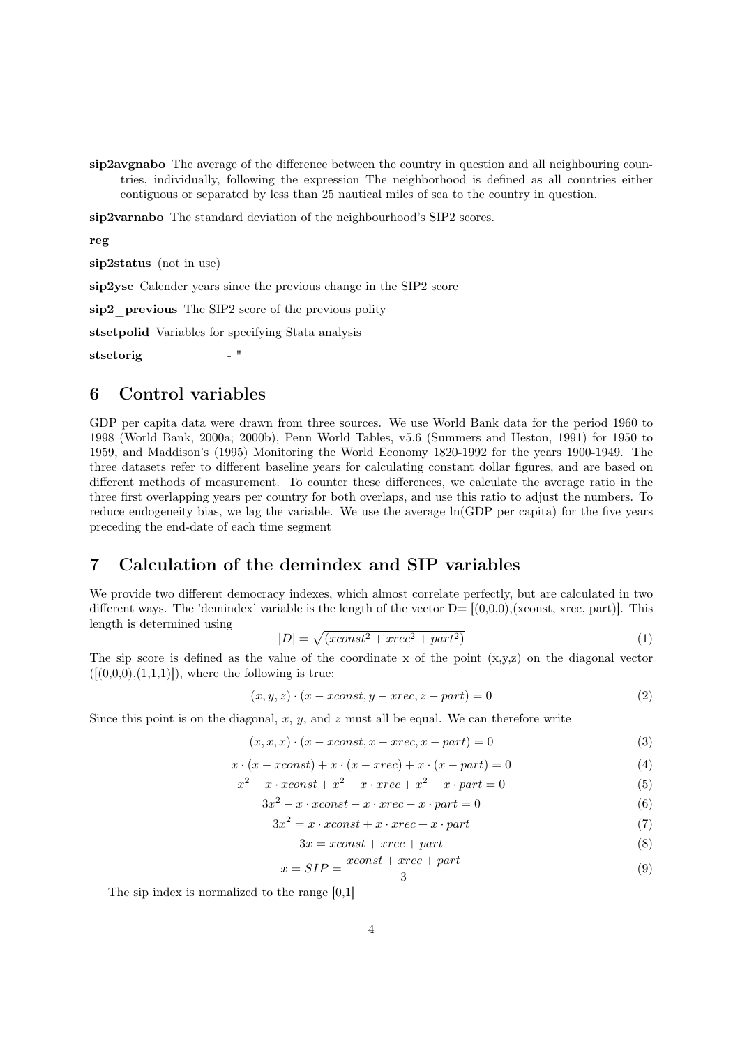**sip2avgnabo** The average of the difference between the country in question and all neighbouring countries, individually, following the expression The neighborhood is defined as all countries either contiguous or separated by less than 25 nautical miles of sea to the country in question.

**sip2varnabo** The standard deviation of the neighbourhood's SIP2 scores.

**reg**

**sip2status** (not in use)

**sip2ysc** Calender years since the previous change in the SIP2 score

**sip2_previous** The SIP2 score of the previous polity

**stsetpolid** Variables for specifying Stata analysis

**stsetorig** ——————- " ————————

## 6 Control variables

GDP per capita data were drawn from three sources. We use World Bank data for the period 1960 to 1998 (World Bank, 2000a; 2000b), Penn World Tables, v5.6 (Summers and Heston, 1991) for 1950 to 1959, and Maddison's (1995) Monitoring the World Economy 1820-1992 for the years 1900-1949. The three datasets refer to different baseline years for calculating constant dollar figures, and are based on different methods of measurement. To counter these differences, we calculate the average ratio in the three first overlapping years per country for both overlaps, and use this ratio to adjust the numbers. To reduce endogeneity bias, we lag the variable. We use the average ln(GDP per capita) for the five years preceding the end-date of each time segment

## 7 Calculation of the demindex and SIP variables

We provide two different democracy indexes, which almost correlate perfectly, but are calculated in two different ways. The 'demindex' variable is the length of the vector D= [(0,0,0),(xconst, xrec, part)]. This length is determined using

$$|D| = \sqrt{(xconst^2 + xrec^2 + part^2)} \tag{1}$$

The sip score is defined as the value of the coordinate x of the point (x,y,z) on the diagonal vector ([(0,0,0),(1,1,1)]), where the following is true:

$$(x, y, z) \cdot (x - xconst, y - xrec, z - part) = 0 \tag{2}$$

Since this point is on the diagonal, $x$, $y$, and $z$ must all be equal. We can therefore write

$$(x, x, x) \cdot (x - xconst, x - xrec, x - part) = 0 \tag{3}$$

$$x \cdot (x - xconst) + x \cdot (x - xrec) + x \cdot (x - part) = 0 \tag{4}$$

$$x^2 - x \cdot xconst + x^2 - x \cdot xrec + x^2 - x \cdot part = 0 \tag{5}$$

$$3x^2 - x \cdot xconst - x \cdot xrec - x \cdot part = 0 \tag{6}$$

$$3x^2 = x \cdot xconst + x \cdot xrec + x \cdot part \tag{7}$$

$$3x = xconst + xrec + part \tag{8}$$

$$x = SIP = \frac{xconst + xrec + part}{3} \tag{9}$$

The sip index is normalized to the range [0,1]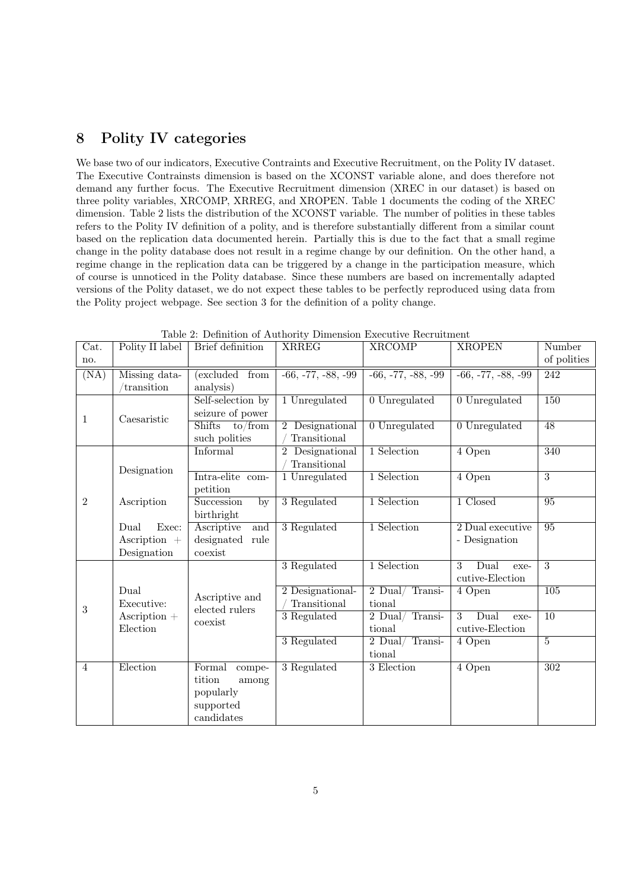## 8 Polity IV categories

We base two of our indicators, Executive Contraints and Executive Recruitment, on the Polity IV dataset. The Executive Contrainsts dimension is based on the XCONST variable alone, and does therefore not demand any further focus. The Executive Recruitment dimension (XREC in our dataset) is based on three polity variables, XRCOMP, XRREG, and XROPEN. Table 1 documents the coding of the XREC dimension. Table 2 lists the distribution of the XCONST variable. The number of polities in these tables refers to the Polity IV definition of a polity, and is therefore substantially different from a similar count based on the replication data documented herein. Partially this is due to the fact that a small regime change in the polity database does not result in a regime change by our definition. On the other hand, a regime change in the replication data can be triggered by a change in the participation measure, which of course is unnoticed in the Polity database. Since these numbers are based on incrementally adapted versions of the Polity dataset, we do not expect these tables to be perfectly reproduced using data from the Polity project webpage. See section 3 for the definition of a polity change.

Table 2: Definition of Authority Dimension Executive Recruitment

| Cat. no. | Polity II label | Brief definition | XRREG | XRCOMP | XROPEN | Number of polities |
|---|---|---|---|---|---|---|
| (NA) | Missing data-/transition | (excluded from analysis) | -66, -77, -88, -99 | -66, -77, -88, -99 | -66, -77, -88, -99 | 242 |
| 1 | Caesaristic | Self-selection by seizure of power | 1 Unregulated | 0 Unregulated | 0 Unregulated | 150 |
| | | Shifts to/from such polities | 2 Designational / Transitional | 0 Unregulated | 0 Unregulated | 48 |
| 2 | Designation | Informal | 2 Designational / Transitional | 1 Selection | 4 Open | 340 |
| | | Intra-elite competition | 1 Unregulated | 1 Selection | 4 Open | 3 |
| | Ascription | Succession by birthright | 3 Regulated | 1 Selection | 1 Closed | 95 |
| | Dual Exec: Ascription + Designation | Ascriptive and designated rule coexist | 3 Regulated | 1 Selection | 2 Dual executive - Designation | 95 |
| 3 | Dual Executive: Ascription + Election | Ascriptive and elected rulers coexist | 3 Regulated | 1 Selection | 3 Dual executive-Election | 3 |
| | | | 2 Designational-/ Transitional | 2 Dual/ Transitional | 4 Open | 105 |
| | | | 3 Regulated | 2 Dual/ Transitional | 3 Dual executive-Election | 10 |
| | | | 3 Regulated | 2 Dual/ Transitional | 4 Open | 5 |
| 4 | Election | Formal competition among popularly supported candidates | 3 Regulated | 3 Election | 4 Open | 302 |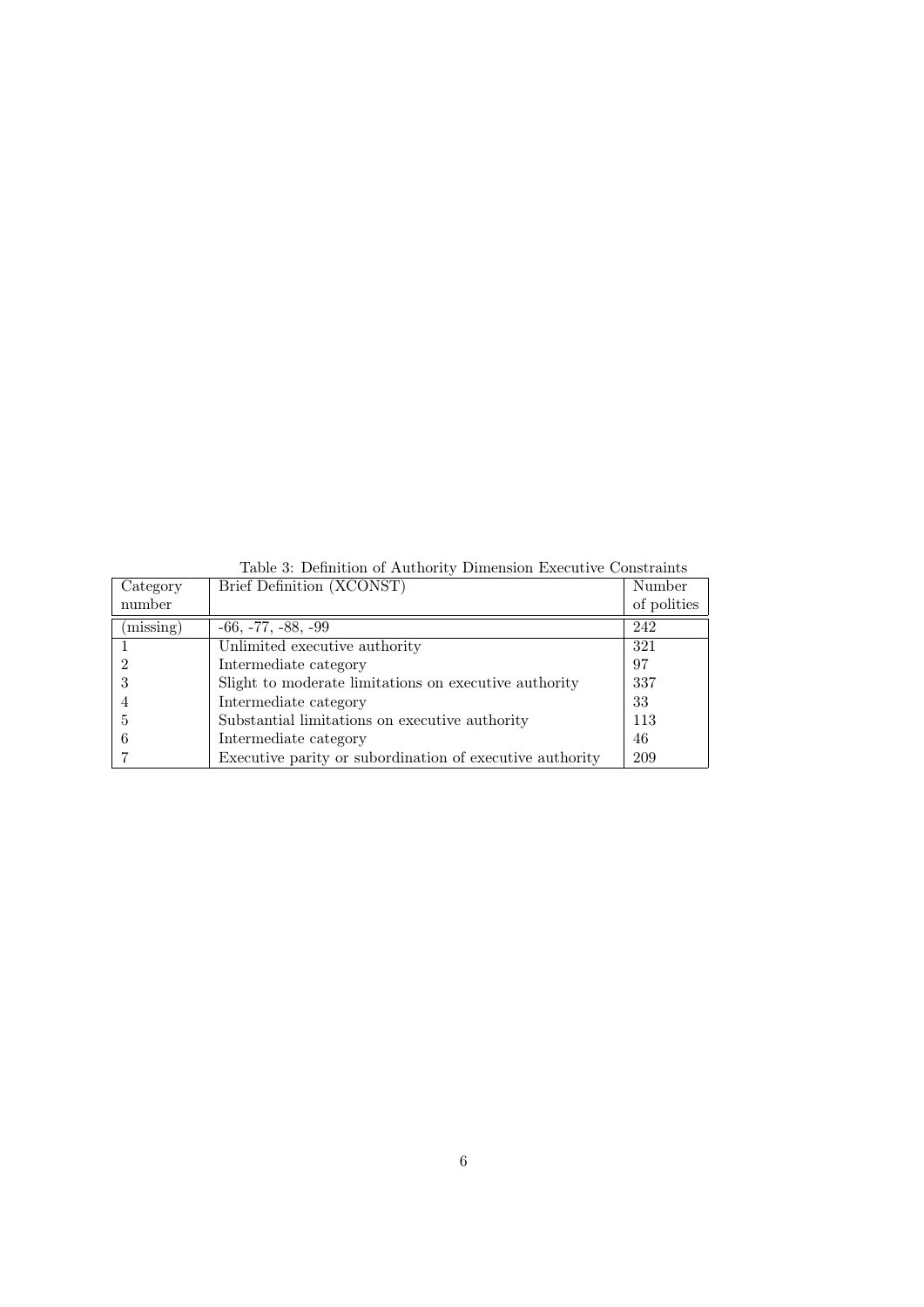Table 3: Definition of Authority Dimension Executive Constraints

| Category number | Brief Definition (XCONST) | Number of polities |
|---|---|---|
| (missing) | -66, -77, -88, -99 | 242 |
| 1 | Unlimited executive authority | 321 |
| 2 | Intermediate category | 97 |
| 3 | Slight to moderate limitations on executive authority | 337 |
| 4 | Intermediate category | 33 |
| 5 | Substantial limitations on executive authority | 113 |
| 6 | Intermediate category | 46 |
| 7 | Executive parity or subordination of executive authority | 209 |